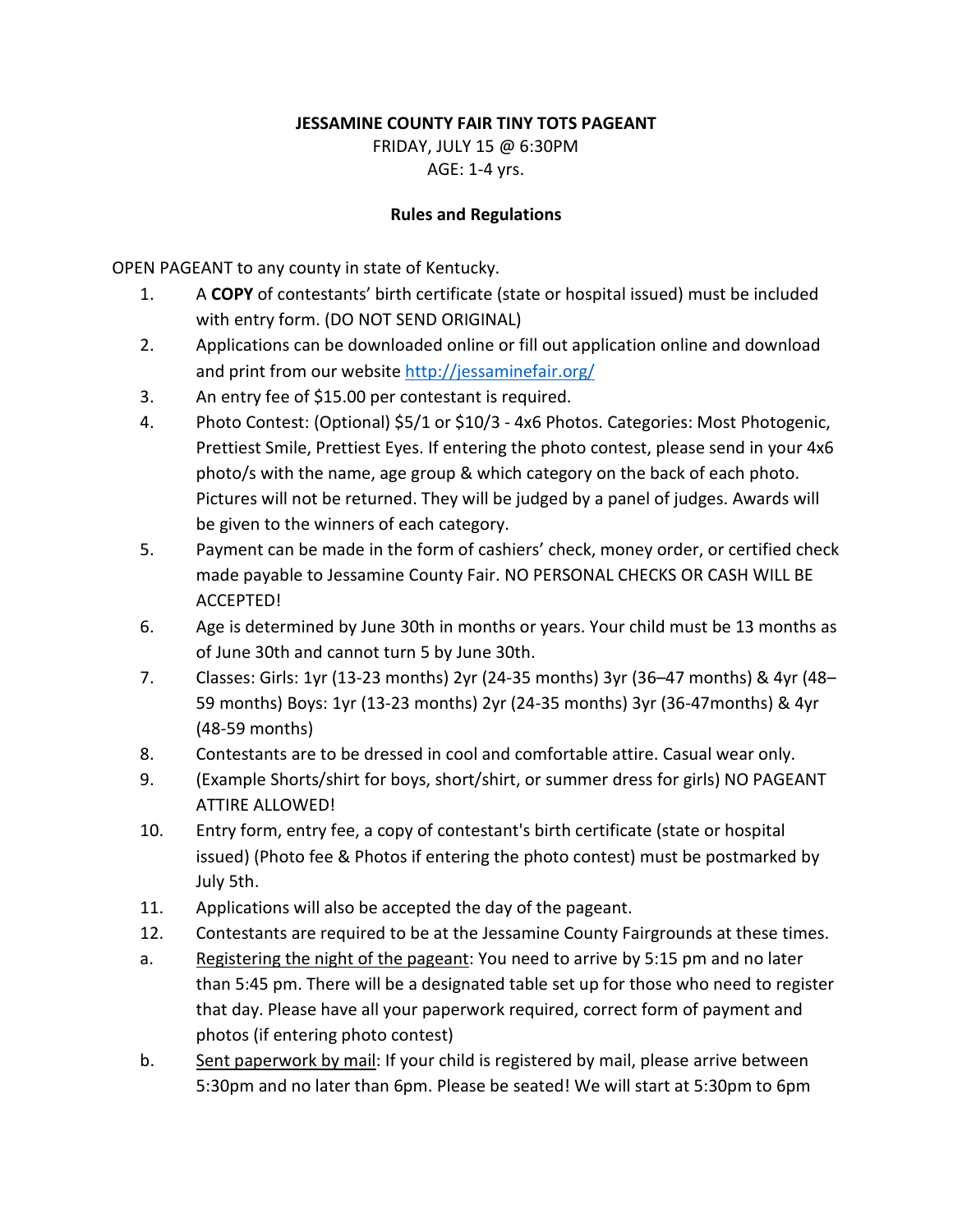**JESSAMINE COUNTY FAIR TINY TOTS PAGEANT**

FRIDAY, JULY 15 @ 6:30PM

AGE: 1-4 yrs.

**Rules and Regulations**

OPEN PAGEANT to any county in state of Kentucky.

1. A **COPY** of contestants' birth certificate (state or hospital issued) must be included with entry form. (DO NOT SEND ORIGINAL)
2. Applications can be downloaded online or fill out application online and download and print from our website http://jessaminefair.org/
3. An entry fee of $15.00 per contestant is required.
4. Photo Contest: (Optional) $5/1 or $10/3 - 4x6 Photos. Categories: Most Photogenic, Prettiest Smile, Prettiest Eyes. If entering the photo contest, please send in your 4x6 photo/s with the name, age group & which category on the back of each photo. Pictures will not be returned. They will be judged by a panel of judges. Awards will be given to the winners of each category.
5. Payment can be made in the form of cashiers' check, money order, or certified check made payable to Jessamine County Fair. NO PERSONAL CHECKS OR CASH WILL BE ACCEPTED!
6. Age is determined by June 30th in months or years. Your child must be 13 months as of June 30th and cannot turn 5 by June 30th.
7. Classes: Girls: 1yr (13-23 months) 2yr (24-35 months) 3yr (36–47 months) & 4yr (48–59 months) Boys: 1yr (13-23 months) 2yr (24-35 months) 3yr (36-47months) & 4yr (48-59 months)
8. Contestants are to be dressed in cool and comfortable attire. Casual wear only.
9. (Example Shorts/shirt for boys, short/shirt, or summer dress for girls) NO PAGEANT ATTIRE ALLOWED!
10. Entry form, entry fee, a copy of contestant's birth certificate (state or hospital issued) (Photo fee & Photos if entering the photo contest) must be postmarked by July 5th.
11. Applications will also be accepted the day of the pageant.
12. Contestants are required to be at the Jessamine County Fairgrounds at these times.

a. Registering the night of the pageant: You need to arrive by 5:15 pm and no later than 5:45 pm. There will be a designated table set up for those who need to register that day. Please have all your paperwork required, correct form of payment and photos (if entering photo contest)

b. Sent paperwork by mail: If your child is registered by mail, please arrive between 5:30pm and no later than 6pm. Please be seated! We will start at 5:30pm to 6pm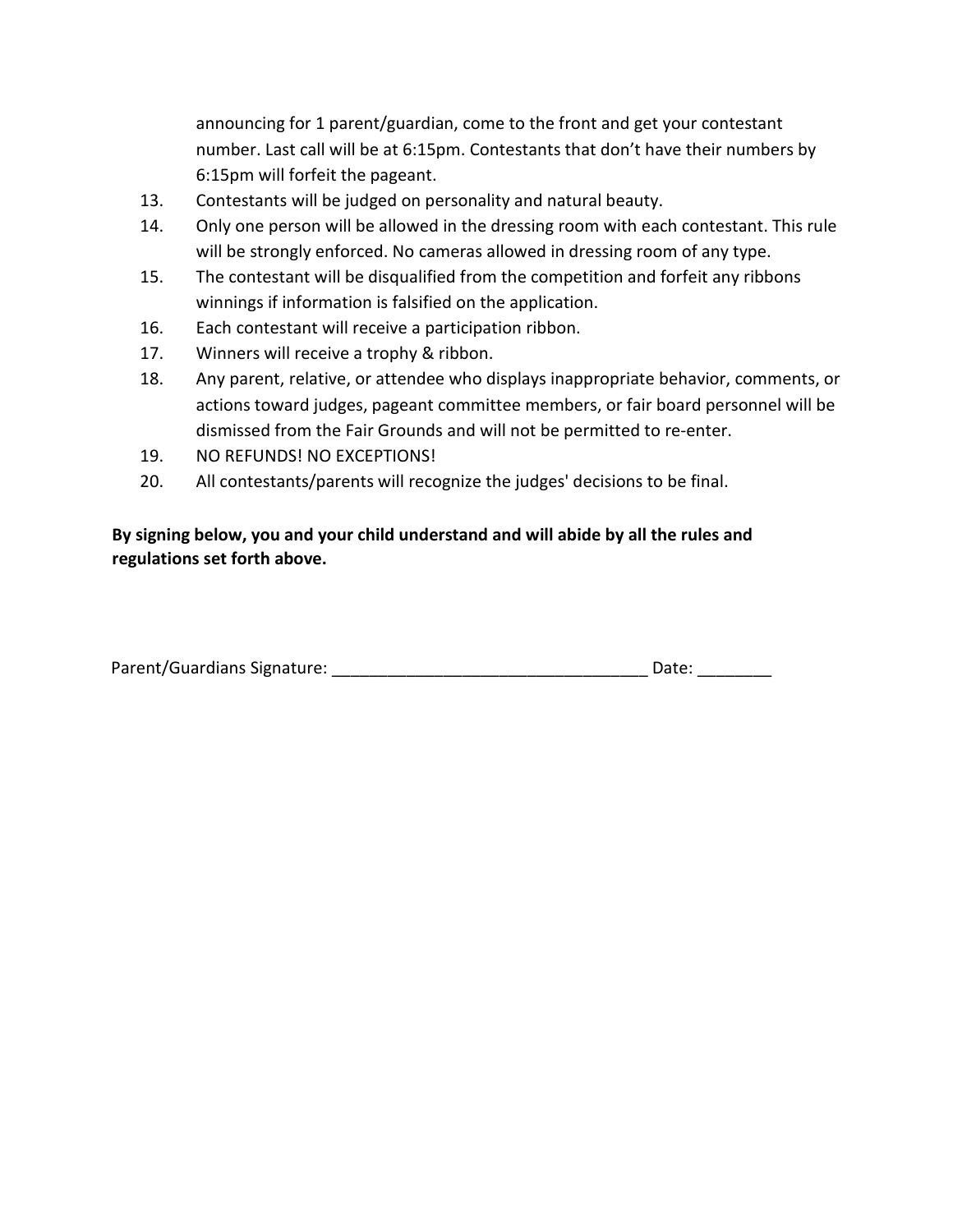announcing for 1 parent/guardian, come to the front and get your contestant number. Last call will be at 6:15pm. Contestants that don't have their numbers by 6:15pm will forfeit the pageant.

13. Contestants will be judged on personality and natural beauty.
14. Only one person will be allowed in the dressing room with each contestant. This rule will be strongly enforced. No cameras allowed in dressing room of any type.
15. The contestant will be disqualified from the competition and forfeit any ribbons winnings if information is falsified on the application.
16. Each contestant will receive a participation ribbon.
17. Winners will receive a trophy & ribbon.
18. Any parent, relative, or attendee who displays inappropriate behavior, comments, or actions toward judges, pageant committee members, or fair board personnel will be dismissed from the Fair Grounds and will not be permitted to re-enter.
19. NO REFUNDS! NO EXCEPTIONS!
20. All contestants/parents will recognize the judges' decisions to be final.

**By signing below, you and your child understand and will abide by all the rules and regulations set forth above.**

Parent/Guardians Signature: _________________________________ Date: ________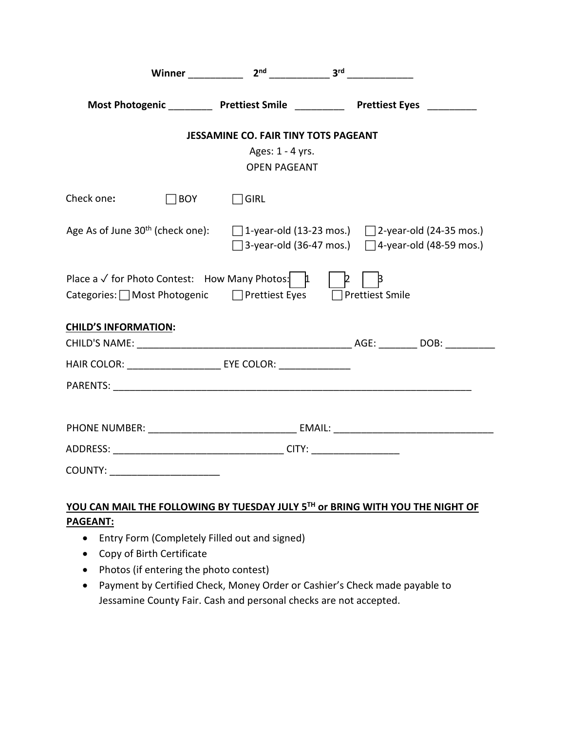**Winner __________ 2nd ___________ 3rd ____________**

**Most Photogenic ________ Prettiest Smile _________ Prettiest Eyes _________**

**JESSAMINE CO. FAIR TINY TOTS PAGEANT**

Ages: 1 - 4 yrs.

OPEN PAGEANT

Check one**:** ☐ BOY ☐ GIRL

Age As of June 30th (check one): ☐ 1-year-old (13-23 mos.) ☐ 2-year-old (24-35 mos.) ☐ 3-year-old (36-47 mos.) ☐ 4-year-old (48-59 mos.)

Place a ✓ for Photo Contest: How Many Photos: ☐ 1 ☐ 2 ☐ 3

Categories: ☐ Most Photogenic ☐ Prettiest Eyes ☐ Prettiest Smile

**CHILD'S INFORMATION:**

CHILD'S NAME: ________________________________________ AGE: _______ DOB: _________

HAIR COLOR: _________________ EYE COLOR: _____________

PARENTS: ____________________________________________________________________

PHONE NUMBER: ___________________________ EMAIL: _____________________________

ADDRESS: _______________________________ CITY: ________________

COUNTY: ____________________

**YOU CAN MAIL THE FOLLOWING BY TUESDAY JULY 5TH or BRING WITH YOU THE NIGHT OF PAGEANT:**

- Entry Form (Completely Filled out and signed)
- Copy of Birth Certificate
- Photos (if entering the photo contest)
- Payment by Certified Check, Money Order or Cashier's Check made payable to Jessamine County Fair. Cash and personal checks are not accepted.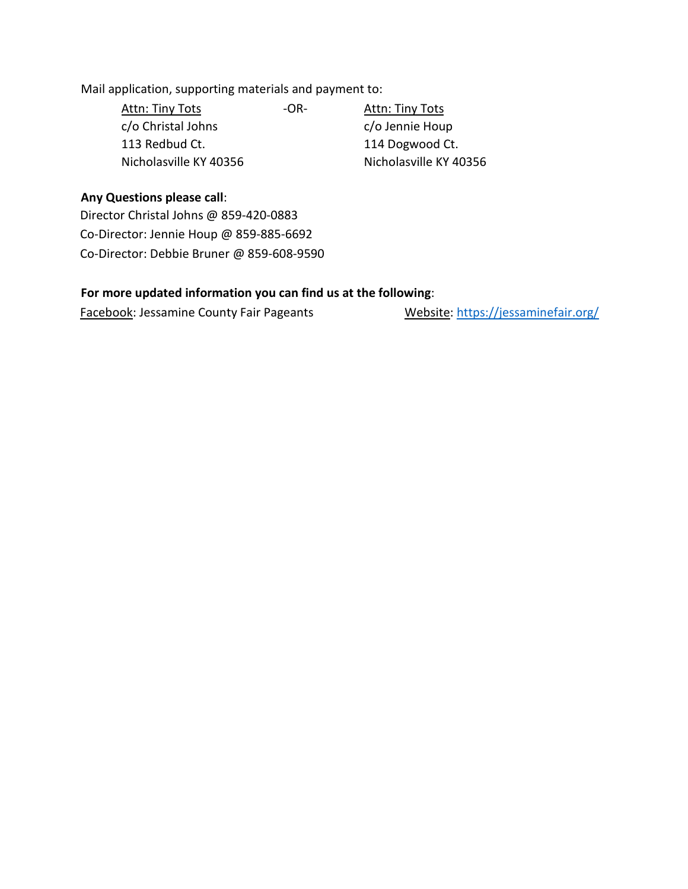Mail application, supporting materials and payment to:

Attn: Tiny Tots
c/o Christal Johns
113 Redbud Ct.
Nicholasville KY 40356

-OR-

Attn: Tiny Tots
c/o Jennie Houp
114 Dogwood Ct.
Nicholasville KY 40356

**Any Questions please call**:

Director Christal Johns @ 859-420-0883
Co-Director: Jennie Houp @ 859-885-6692
Co-Director: Debbie Bruner @ 859-608-9590

**For more updated information you can find us at the following**:

Facebook: Jessamine County Fair Pageants

Website: https://jessaminefair.org/